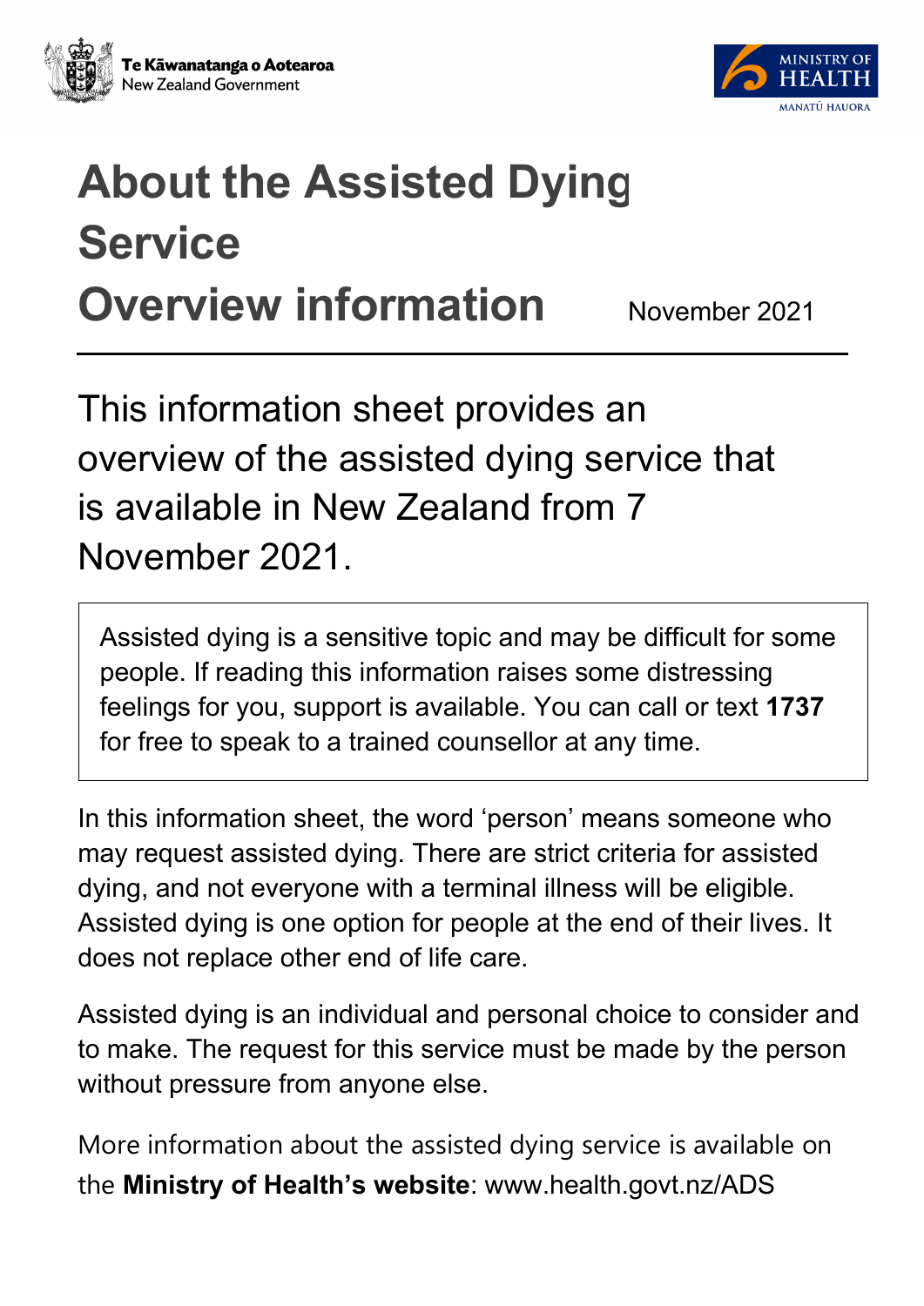Te Kāwanatanga o Aotearoa
New Zealand Government

MINISTRY OF HEALTH
MANATŪ HAUORA

# About the Assisted Dying Service Overview information

November 2021

This information sheet provides an overview of the assisted dying service that is available in New Zealand from 7 November 2021.

> Assisted dying is a sensitive topic and may be difficult for some people. If reading this information raises some distressing feelings for you, support is available. You can call or text **1737** for free to speak to a trained counsellor at any time.

In this information sheet, the word 'person' means someone who may request assisted dying. There are strict criteria for assisted dying, and not everyone with a terminal illness will be eligible. Assisted dying is one option for people at the end of their lives. It does not replace other end of life care.

Assisted dying is an individual and personal choice to consider and to make. The request for this service must be made by the person without pressure from anyone else.

More information about the assisted dying service is available on the **Ministry of Health's website**: www.health.govt.nz/ADS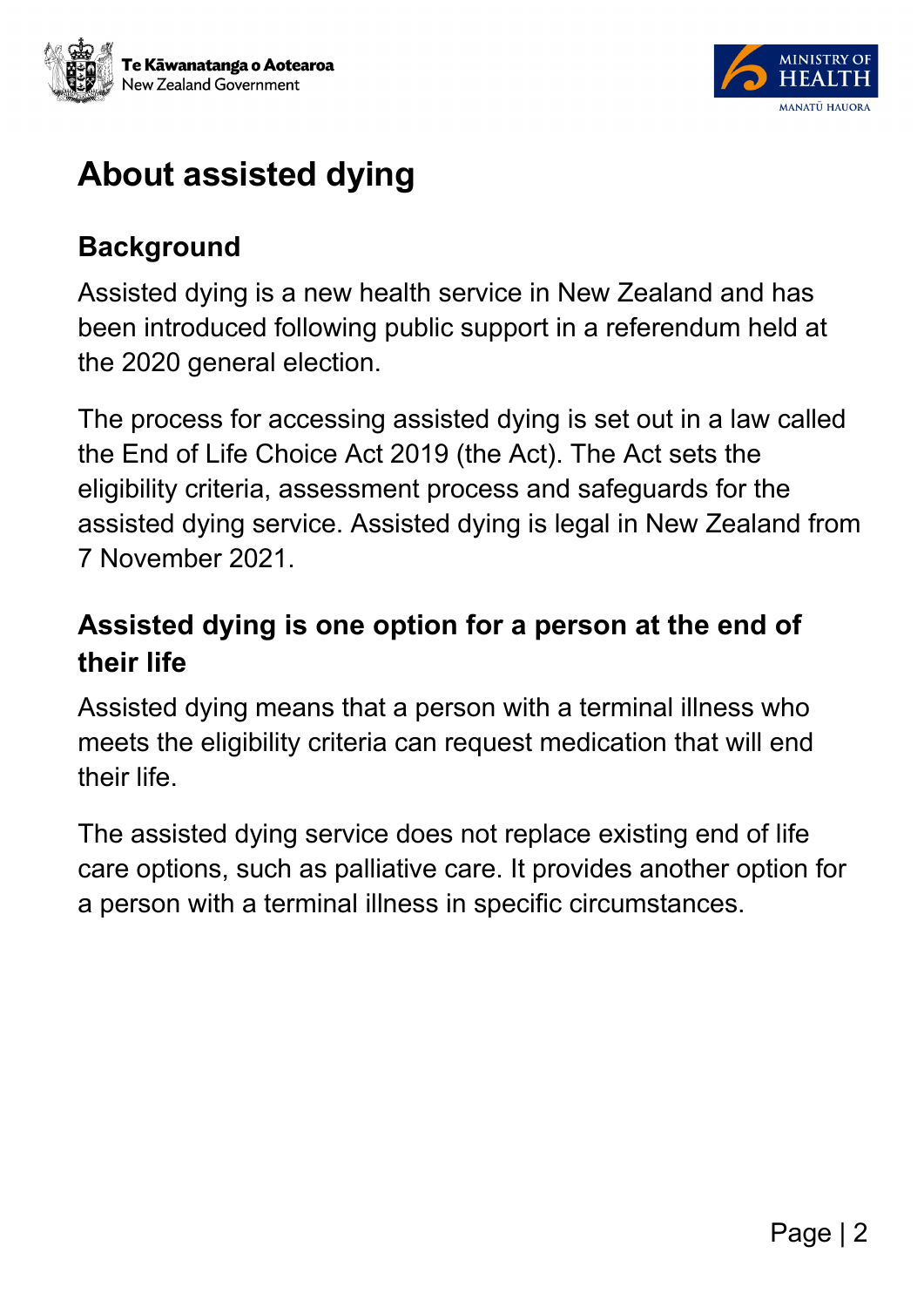# About assisted dying

## Background

Assisted dying is a new health service in New Zealand and has been introduced following public support in a referendum held at the 2020 general election.

The process for accessing assisted dying is set out in a law called the End of Life Choice Act 2019 (the Act). The Act sets the eligibility criteria, assessment process and safeguards for the assisted dying service. Assisted dying is legal in New Zealand from 7 November 2021.

## Assisted dying is one option for a person at the end of their life

Assisted dying means that a person with a terminal illness who meets the eligibility criteria can request medication that will end their life.

The assisted dying service does not replace existing end of life care options, such as palliative care. It provides another option for a person with a terminal illness in specific circumstances.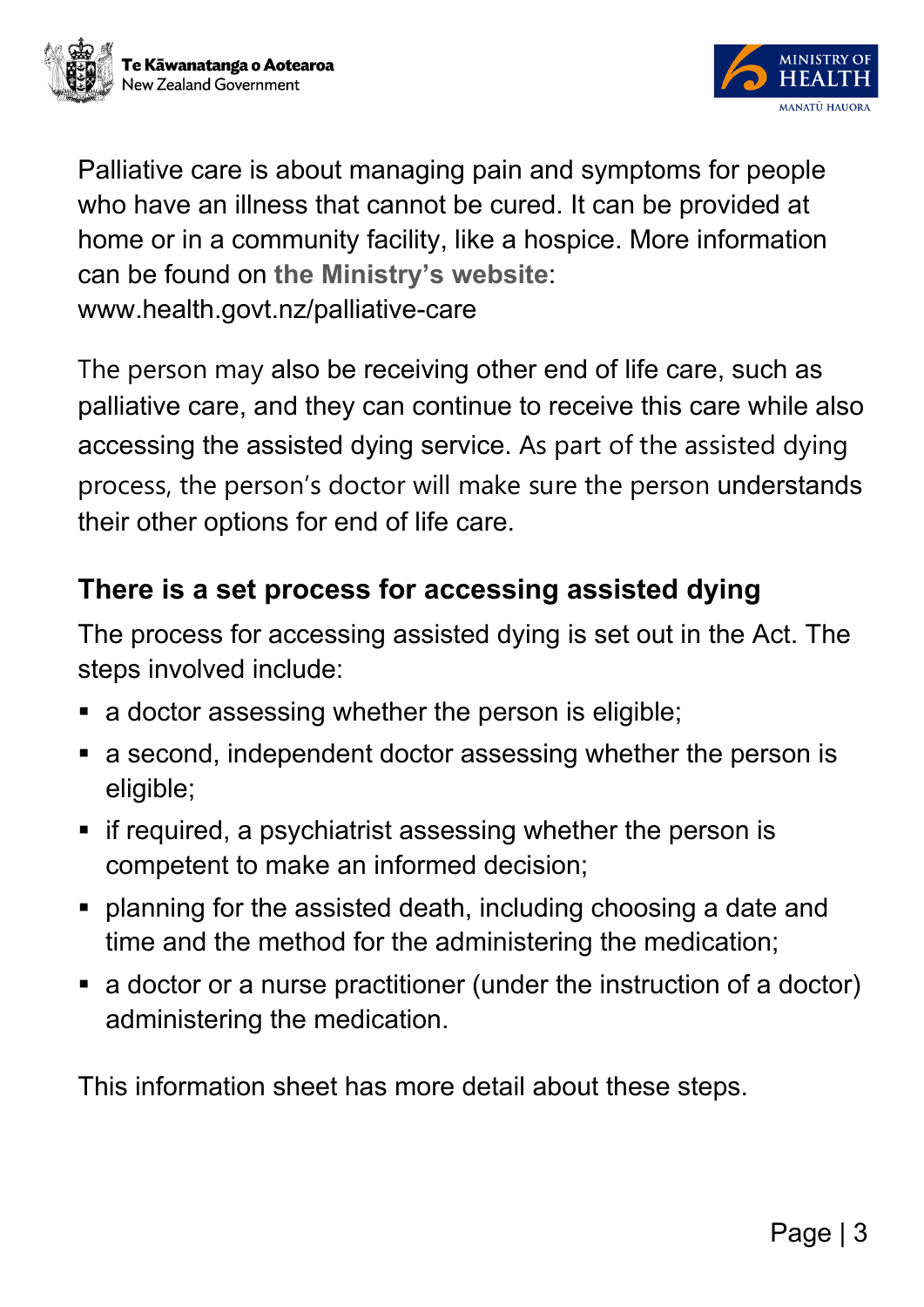Palliative care is about managing pain and symptoms for people who have an illness that cannot be cured. It can be provided at home or in a community facility, like a hospice. More information can be found on **the Ministry's website**: www.health.govt.nz/palliative-care

The person may also be receiving other end of life care, such as palliative care, and they can continue to receive this care while also accessing the assisted dying service. As part of the assisted dying process, the person's doctor will make sure the person understands their other options for end of life care.

## There is a set process for accessing assisted dying

The process for accessing assisted dying is set out in the Act. The steps involved include:

- a doctor assessing whether the person is eligible;
- a second, independent doctor assessing whether the person is eligible;
- if required, a psychiatrist assessing whether the person is competent to make an informed decision;
- planning for the assisted death, including choosing a date and time and the method for the administering the medication;
- a doctor or a nurse practitioner (under the instruction of a doctor) administering the medication.

This information sheet has more detail about these steps.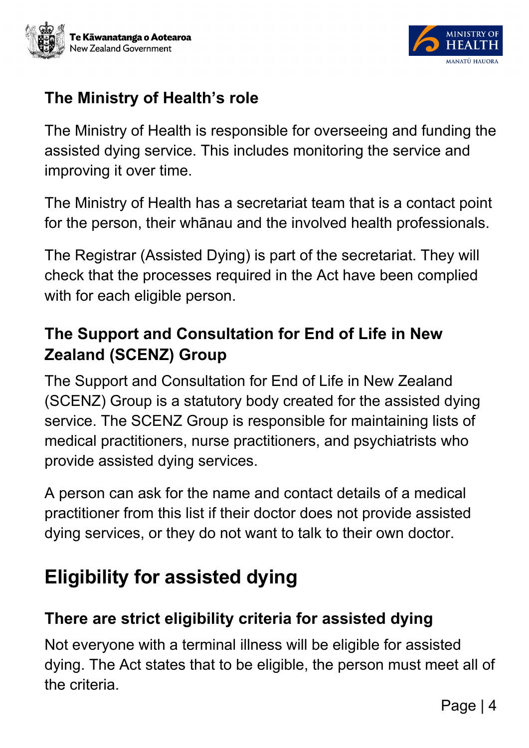### The Ministry of Health's role

The Ministry of Health is responsible for overseeing and funding the assisted dying service. This includes monitoring the service and improving it over time.

The Ministry of Health has a secretariat team that is a contact point for the person, their whānau and the involved health professionals.

The Registrar (Assisted Dying) is part of the secretariat. They will check that the processes required in the Act have been complied with for each eligible person.

### The Support and Consultation for End of Life in New Zealand (SCENZ) Group

The Support and Consultation for End of Life in New Zealand (SCENZ) Group is a statutory body created for the assisted dying service. The SCENZ Group is responsible for maintaining lists of medical practitioners, nurse practitioners, and psychiatrists who provide assisted dying services.

A person can ask for the name and contact details of a medical practitioner from this list if their doctor does not provide assisted dying services, or they do not want to talk to their own doctor.

## Eligibility for assisted dying

### There are strict eligibility criteria for assisted dying

Not everyone with a terminal illness will be eligible for assisted dying. The Act states that to be eligible, the person must meet all of the criteria.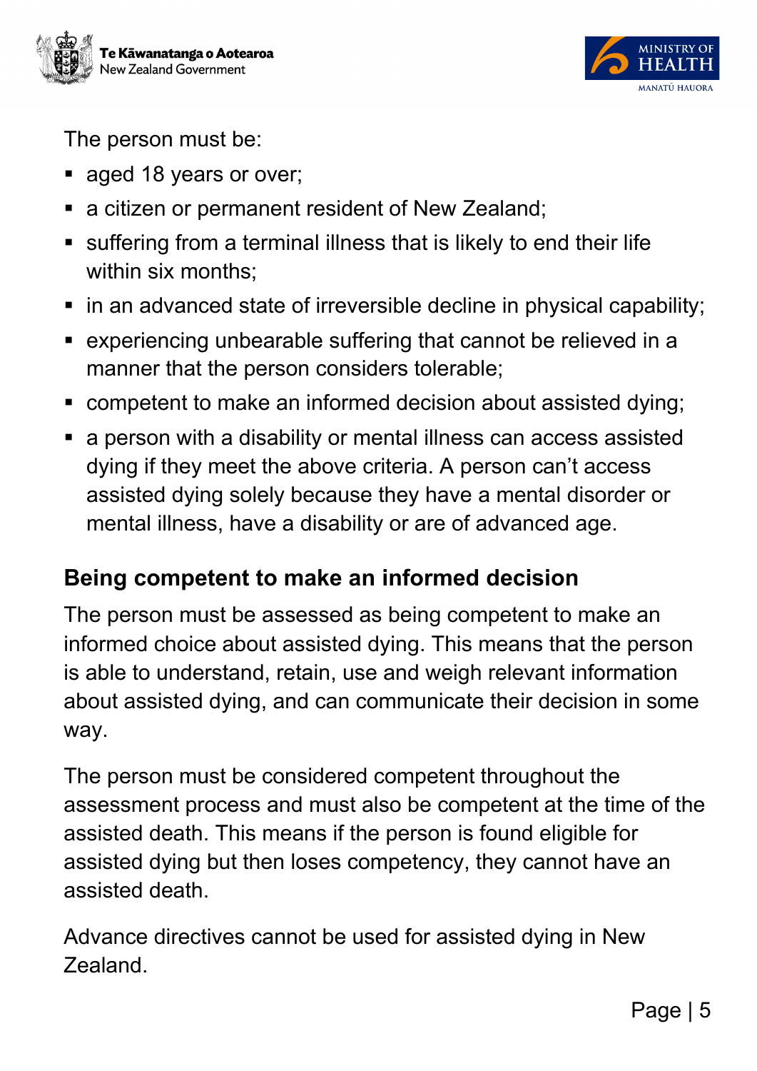The person must be:

- aged 18 years or over;
- a citizen or permanent resident of New Zealand;
- suffering from a terminal illness that is likely to end their life within six months;
- in an advanced state of irreversible decline in physical capability;
- experiencing unbearable suffering that cannot be relieved in a manner that the person considers tolerable;
- competent to make an informed decision about assisted dying;
- a person with a disability or mental illness can access assisted dying if they meet the above criteria. A person can't access assisted dying solely because they have a mental disorder or mental illness, have a disability or are of advanced age.

## Being competent to make an informed decision

The person must be assessed as being competent to make an informed choice about assisted dying. This means that the person is able to understand, retain, use and weigh relevant information about assisted dying, and can communicate their decision in some way.

The person must be considered competent throughout the assessment process and must also be competent at the time of the assisted death. This means if the person is found eligible for assisted dying but then loses competency, they cannot have an assisted death.

Advance directives cannot be used for assisted dying in New Zealand.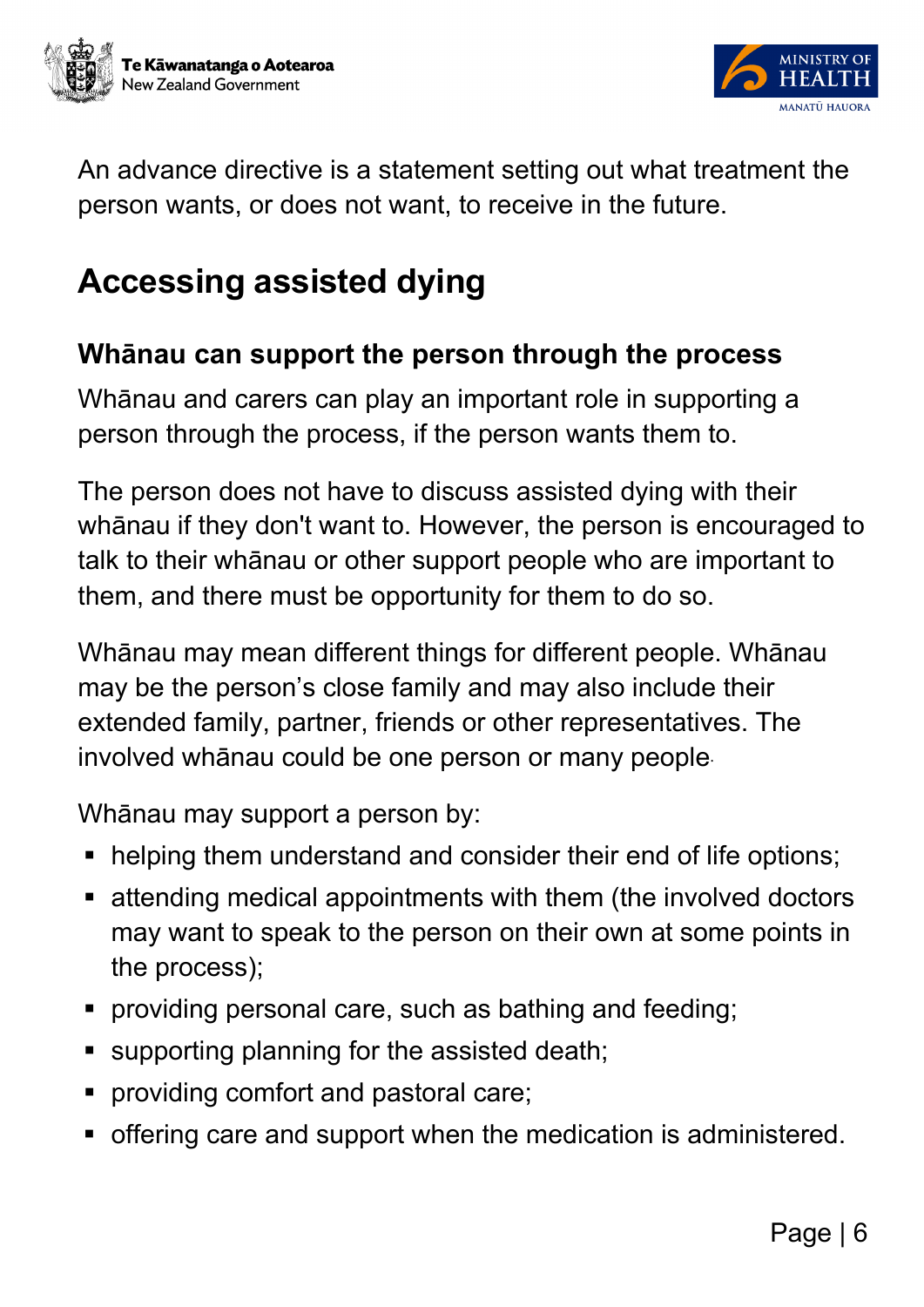An advance directive is a statement setting out what treatment the person wants, or does not want, to receive in the future.

## Accessing assisted dying

### Whānau can support the person through the process

Whānau and carers can play an important role in supporting a person through the process, if the person wants them to.

The person does not have to discuss assisted dying with their whānau if they don't want to. However, the person is encouraged to talk to their whānau or other support people who are important to them, and there must be opportunity for them to do so.

Whānau may mean different things for different people. Whānau may be the person's close family and may also include their extended family, partner, friends or other representatives. The involved whānau could be one person or many people.

Whānau may support a person by:

- helping them understand and consider their end of life options;
- attending medical appointments with them (the involved doctors may want to speak to the person on their own at some points in the process);
- providing personal care, such as bathing and feeding;
- supporting planning for the assisted death;
- providing comfort and pastoral care;
- offering care and support when the medication is administered.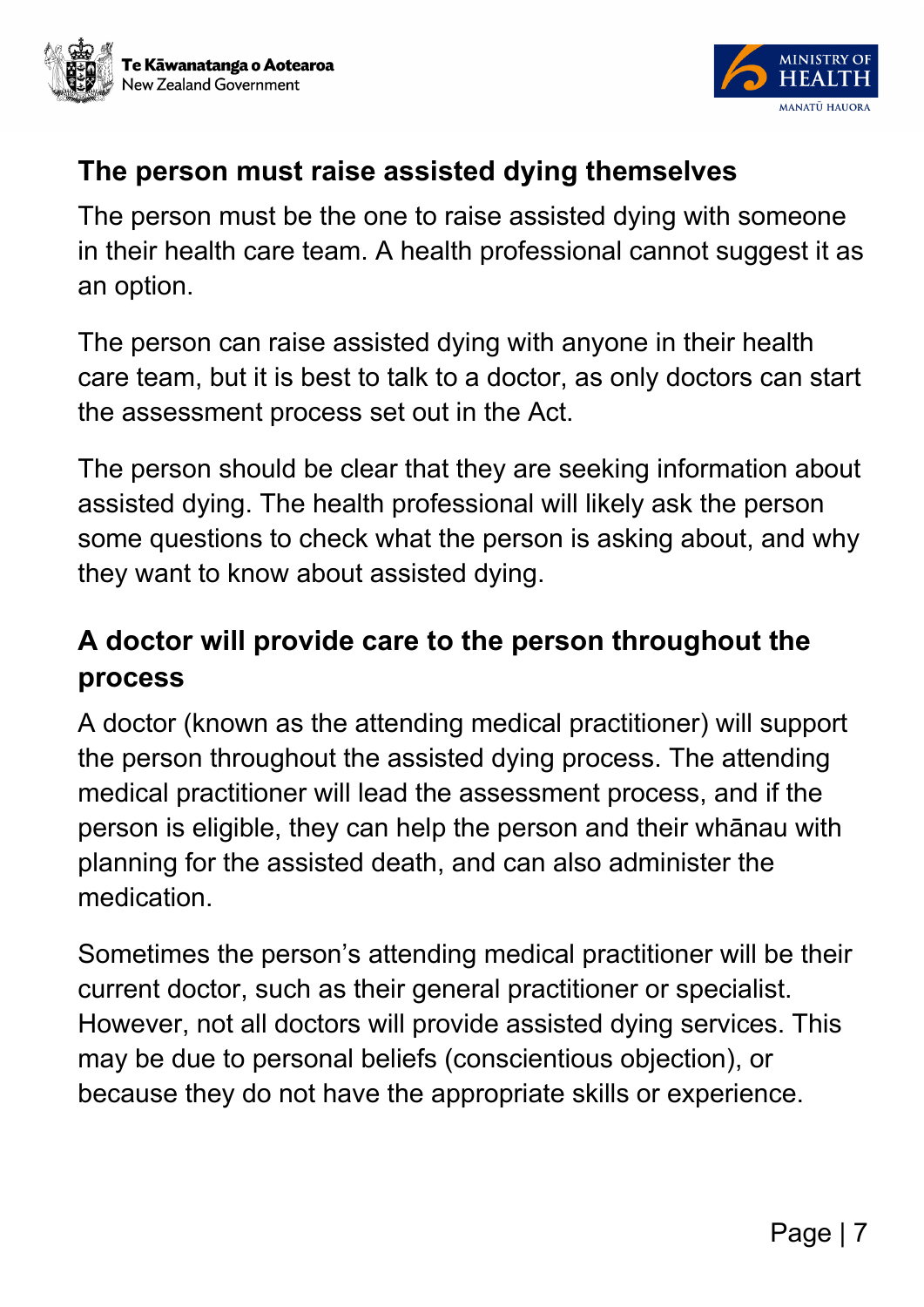## The person must raise assisted dying themselves

The person must be the one to raise assisted dying with someone in their health care team. A health professional cannot suggest it as an option.

The person can raise assisted dying with anyone in their health care team, but it is best to talk to a doctor, as only doctors can start the assessment process set out in the Act.

The person should be clear that they are seeking information about assisted dying. The health professional will likely ask the person some questions to check what the person is asking about, and why they want to know about assisted dying.

## A doctor will provide care to the person throughout the process

A doctor (known as the attending medical practitioner) will support the person throughout the assisted dying process. The attending medical practitioner will lead the assessment process, and if the person is eligible, they can help the person and their whānau with planning for the assisted death, and can also administer the medication.

Sometimes the person's attending medical practitioner will be their current doctor, such as their general practitioner or specialist. However, not all doctors will provide assisted dying services. This may be due to personal beliefs (conscientious objection), or because they do not have the appropriate skills or experience.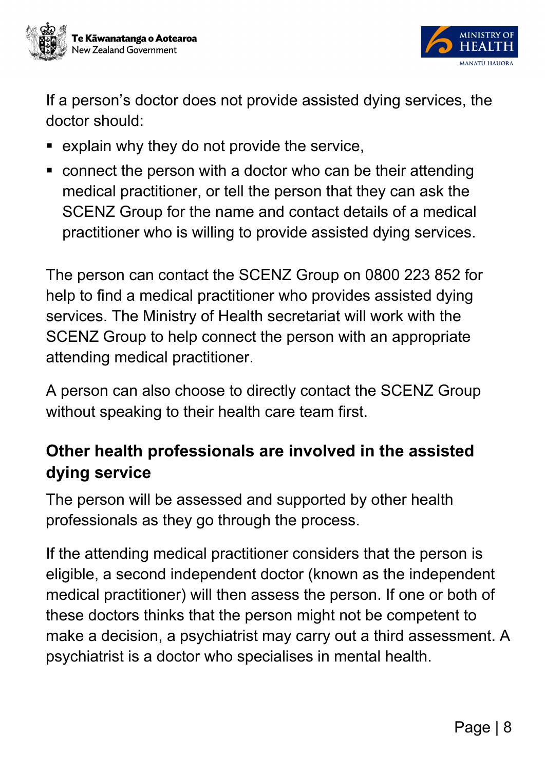If a person's doctor does not provide assisted dying services, the doctor should:

- explain why they do not provide the service,
- connect the person with a doctor who can be their attending medical practitioner, or tell the person that they can ask the SCENZ Group for the name and contact details of a medical practitioner who is willing to provide assisted dying services.

The person can contact the SCENZ Group on 0800 223 852 for help to find a medical practitioner who provides assisted dying services. The Ministry of Health secretariat will work with the SCENZ Group to help connect the person with an appropriate attending medical practitioner.

A person can also choose to directly contact the SCENZ Group without speaking to their health care team first.

## Other health professionals are involved in the assisted dying service

The person will be assessed and supported by other health professionals as they go through the process.

If the attending medical practitioner considers that the person is eligible, a second independent doctor (known as the independent medical practitioner) will then assess the person. If one or both of these doctors thinks that the person might not be competent to make a decision, a psychiatrist may carry out a third assessment. A psychiatrist is a doctor who specialises in mental health.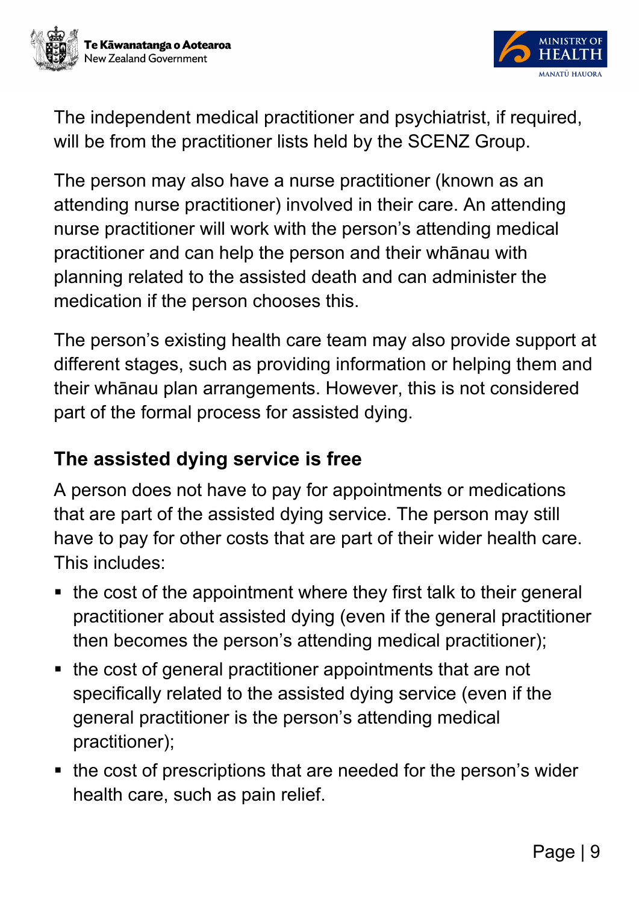The independent medical practitioner and psychiatrist, if required, will be from the practitioner lists held by the SCENZ Group.

The person may also have a nurse practitioner (known as an attending nurse practitioner) involved in their care. An attending nurse practitioner will work with the person's attending medical practitioner and can help the person and their whānau with planning related to the assisted death and can administer the medication if the person chooses this.

The person's existing health care team may also provide support at different stages, such as providing information or helping them and their whānau plan arrangements. However, this is not considered part of the formal process for assisted dying.

## The assisted dying service is free

A person does not have to pay for appointments or medications that are part of the assisted dying service. The person may still have to pay for other costs that are part of their wider health care. This includes:

- the cost of the appointment where they first talk to their general practitioner about assisted dying (even if the general practitioner then becomes the person's attending medical practitioner);
- the cost of general practitioner appointments that are not specifically related to the assisted dying service (even if the general practitioner is the person's attending medical practitioner);
- the cost of prescriptions that are needed for the person's wider health care, such as pain relief.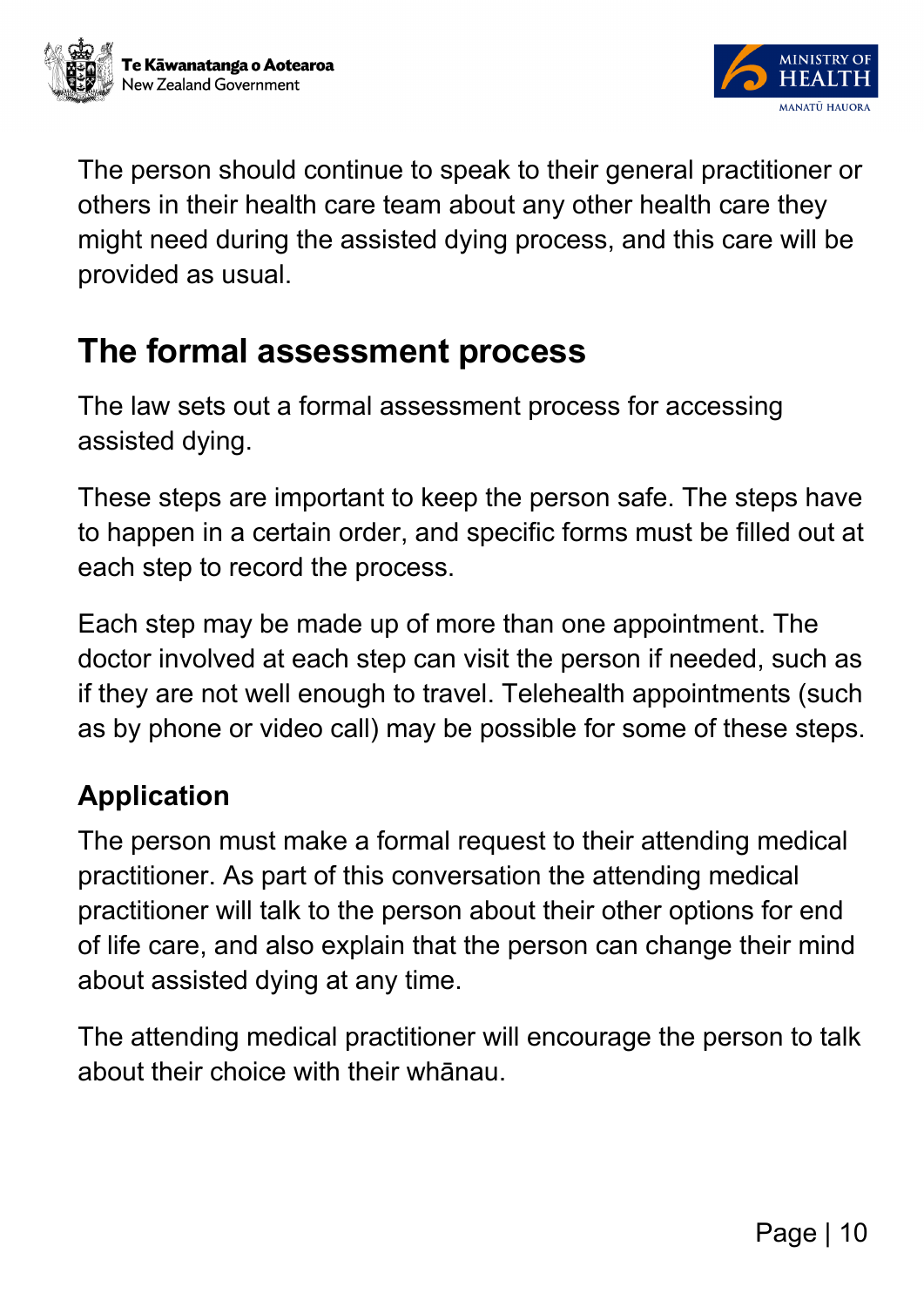The person should continue to speak to their general practitioner or others in their health care team about any other health care they might need during the assisted dying process, and this care will be provided as usual.

## The formal assessment process

The law sets out a formal assessment process for accessing assisted dying.

These steps are important to keep the person safe. The steps have to happen in a certain order, and specific forms must be filled out at each step to record the process.

Each step may be made up of more than one appointment. The doctor involved at each step can visit the person if needed, such as if they are not well enough to travel. Telehealth appointments (such as by phone or video call) may be possible for some of these steps.

### Application

The person must make a formal request to their attending medical practitioner. As part of this conversation the attending medical practitioner will talk to the person about their other options for end of life care, and also explain that the person can change their mind about assisted dying at any time.

The attending medical practitioner will encourage the person to talk about their choice with their whānau.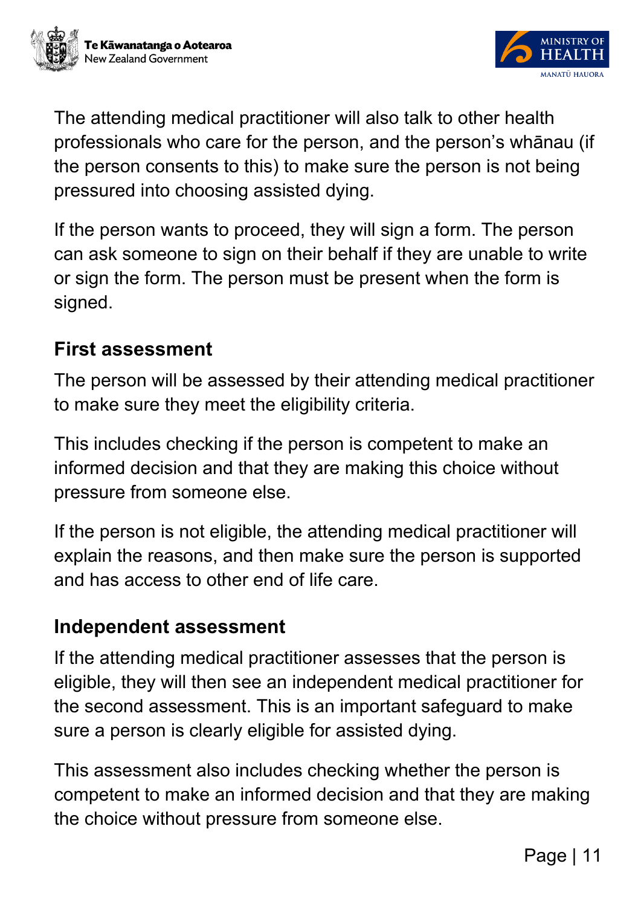The attending medical practitioner will also talk to other health professionals who care for the person, and the person's whānau (if the person consents to this) to make sure the person is not being pressured into choosing assisted dying.

If the person wants to proceed, they will sign a form. The person can ask someone to sign on their behalf if they are unable to write or sign the form. The person must be present when the form is signed.

## First assessment

The person will be assessed by their attending medical practitioner to make sure they meet the eligibility criteria.

This includes checking if the person is competent to make an informed decision and that they are making this choice without pressure from someone else.

If the person is not eligible, the attending medical practitioner will explain the reasons, and then make sure the person is supported and has access to other end of life care.

## Independent assessment

If the attending medical practitioner assesses that the person is eligible, they will then see an independent medical practitioner for the second assessment. This is an important safeguard to make sure a person is clearly eligible for assisted dying.

This assessment also includes checking whether the person is competent to make an informed decision and that they are making the choice without pressure from someone else.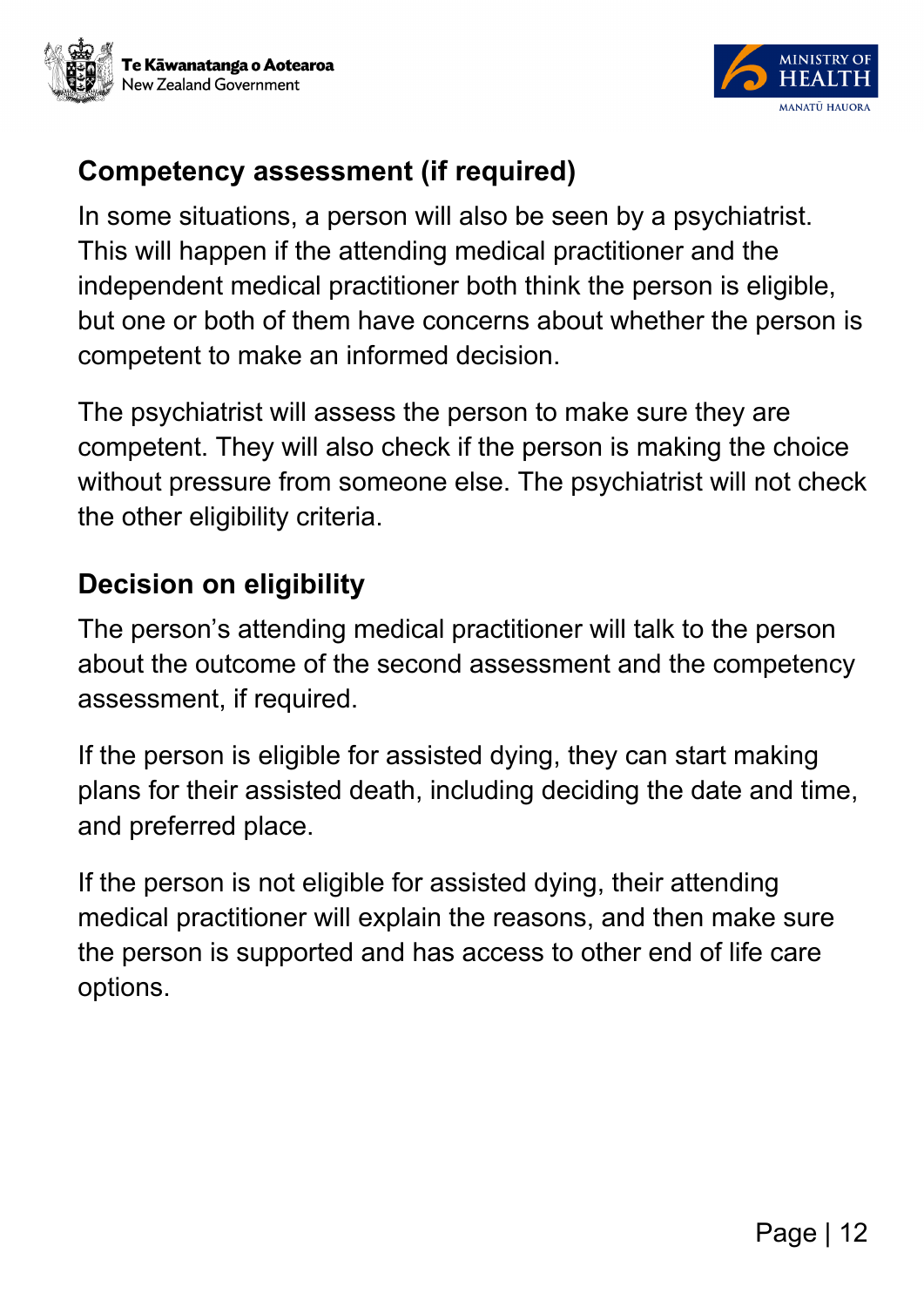## Competency assessment (if required)

In some situations, a person will also be seen by a psychiatrist. This will happen if the attending medical practitioner and the independent medical practitioner both think the person is eligible, but one or both of them have concerns about whether the person is competent to make an informed decision.

The psychiatrist will assess the person to make sure they are competent. They will also check if the person is making the choice without pressure from someone else. The psychiatrist will not check the other eligibility criteria.

## Decision on eligibility

The person's attending medical practitioner will talk to the person about the outcome of the second assessment and the competency assessment, if required.

If the person is eligible for assisted dying, they can start making plans for their assisted death, including deciding the date and time, and preferred place.

If the person is not eligible for assisted dying, their attending medical practitioner will explain the reasons, and then make sure the person is supported and has access to other end of life care options.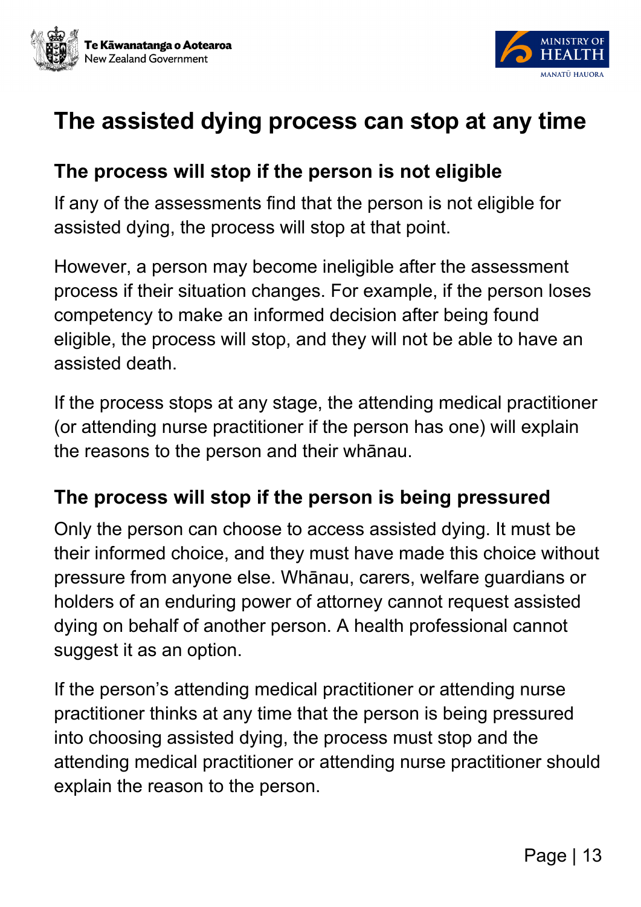# The assisted dying process can stop at any time

## The process will stop if the person is not eligible

If any of the assessments find that the person is not eligible for assisted dying, the process will stop at that point.

However, a person may become ineligible after the assessment process if their situation changes. For example, if the person loses competency to make an informed decision after being found eligible, the process will stop, and they will not be able to have an assisted death.

If the process stops at any stage, the attending medical practitioner (or attending nurse practitioner if the person has one) will explain the reasons to the person and their whānau.

## The process will stop if the person is being pressured

Only the person can choose to access assisted dying. It must be their informed choice, and they must have made this choice without pressure from anyone else. Whānau, carers, welfare guardians or holders of an enduring power of attorney cannot request assisted dying on behalf of another person. A health professional cannot suggest it as an option.

If the person's attending medical practitioner or attending nurse practitioner thinks at any time that the person is being pressured into choosing assisted dying, the process must stop and the attending medical practitioner or attending nurse practitioner should explain the reason to the person.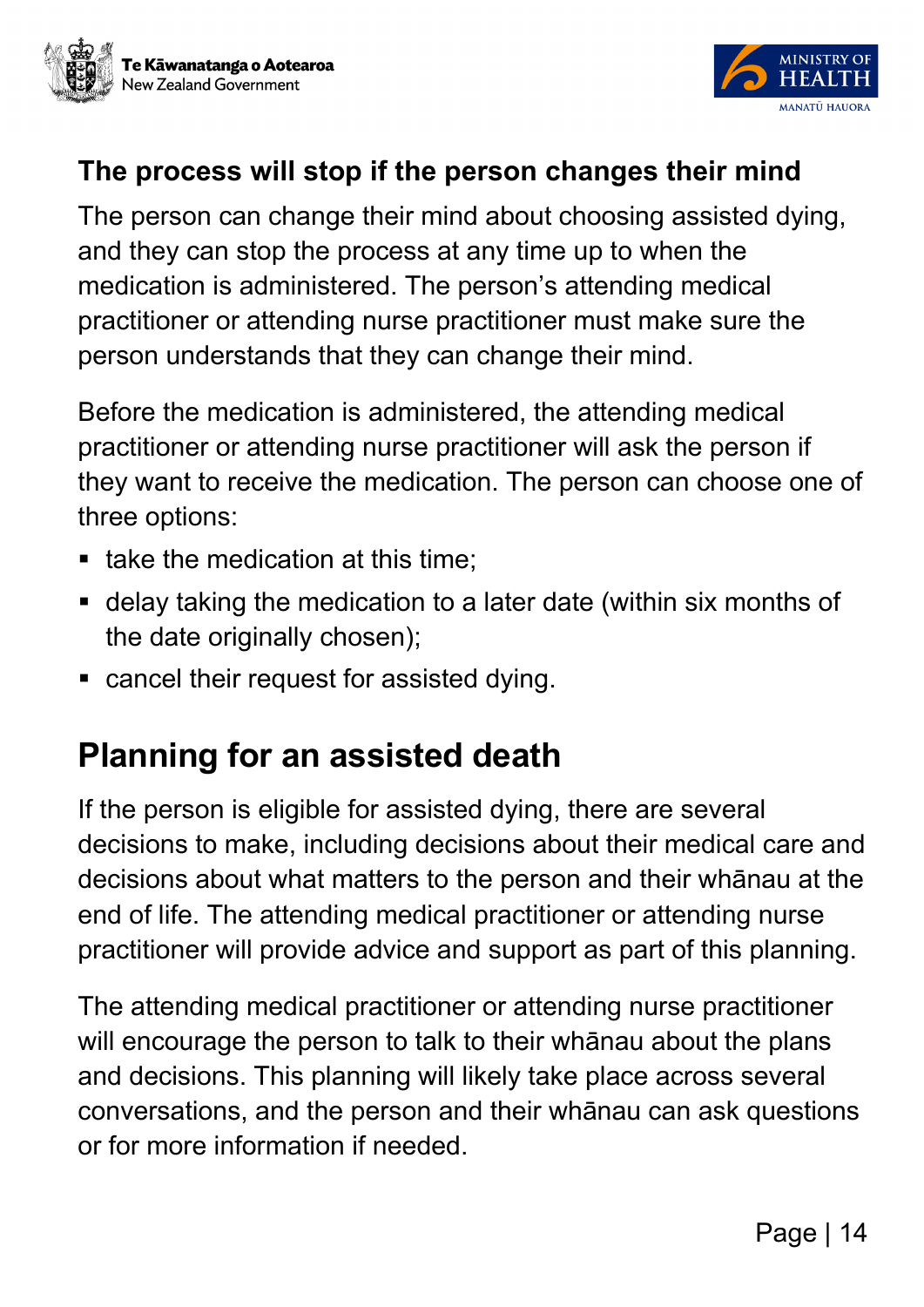### The process will stop if the person changes their mind

The person can change their mind about choosing assisted dying, and they can stop the process at any time up to when the medication is administered. The person's attending medical practitioner or attending nurse practitioner must make sure the person understands that they can change their mind.

Before the medication is administered, the attending medical practitioner or attending nurse practitioner will ask the person if they want to receive the medication. The person can choose one of three options:

- take the medication at this time;
- delay taking the medication to a later date (within six months of the date originally chosen);
- cancel their request for assisted dying.

## Planning for an assisted death

If the person is eligible for assisted dying, there are several decisions to make, including decisions about their medical care and decisions about what matters to the person and their whānau at the end of life. The attending medical practitioner or attending nurse practitioner will provide advice and support as part of this planning.

The attending medical practitioner or attending nurse practitioner will encourage the person to talk to their whānau about the plans and decisions. This planning will likely take place across several conversations, and the person and their whānau can ask questions or for more information if needed.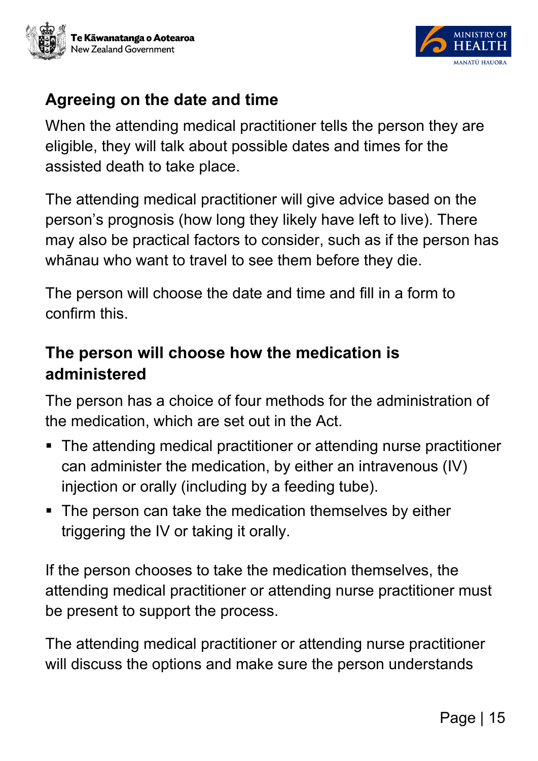## Agreeing on the date and time

When the attending medical practitioner tells the person they are eligible, they will talk about possible dates and times for the assisted death to take place.

The attending medical practitioner will give advice based on the person's prognosis (how long they likely have left to live). There may also be practical factors to consider, such as if the person has whānau who want to travel to see them before they die.

The person will choose the date and time and fill in a form to confirm this.

## The person will choose how the medication is administered

The person has a choice of four methods for the administration of the medication, which are set out in the Act.

- The attending medical practitioner or attending nurse practitioner can administer the medication, by either an intravenous (IV) injection or orally (including by a feeding tube).
- The person can take the medication themselves by either triggering the IV or taking it orally.

If the person chooses to take the medication themselves, the attending medical practitioner or attending nurse practitioner must be present to support the process.

The attending medical practitioner or attending nurse practitioner will discuss the options and make sure the person understands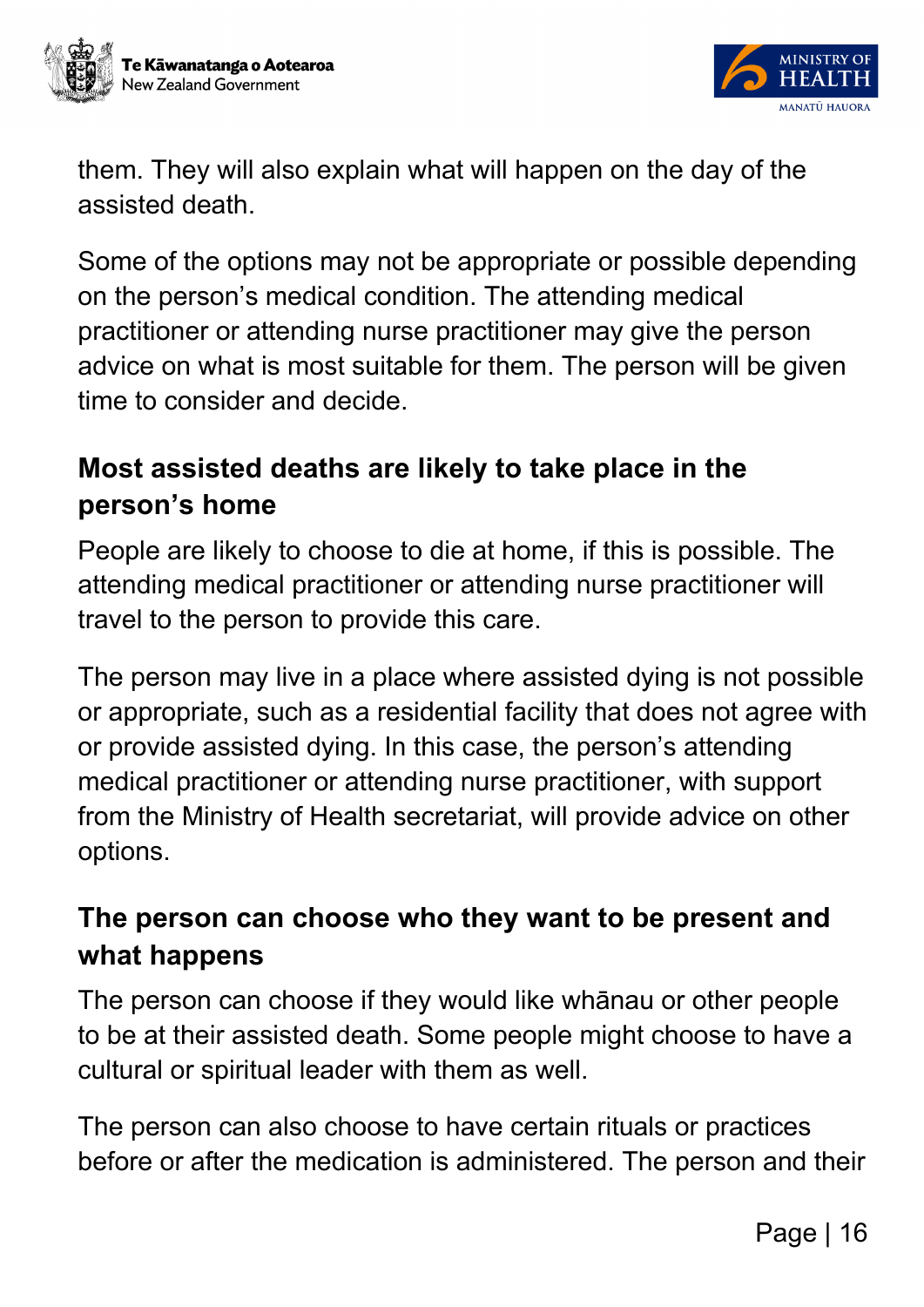them. They will also explain what will happen on the day of the assisted death.

Some of the options may not be appropriate or possible depending on the person's medical condition. The attending medical practitioner or attending nurse practitioner may give the person advice on what is most suitable for them. The person will be given time to consider and decide.

### Most assisted deaths are likely to take place in the person's home

People are likely to choose to die at home, if this is possible. The attending medical practitioner or attending nurse practitioner will travel to the person to provide this care.

The person may live in a place where assisted dying is not possible or appropriate, such as a residential facility that does not agree with or provide assisted dying. In this case, the person's attending medical practitioner or attending nurse practitioner, with support from the Ministry of Health secretariat, will provide advice on other options.

### The person can choose who they want to be present and what happens

The person can choose if they would like whānau or other people to be at their assisted death. Some people might choose to have a cultural or spiritual leader with them as well.

The person can also choose to have certain rituals or practices before or after the medication is administered. The person and their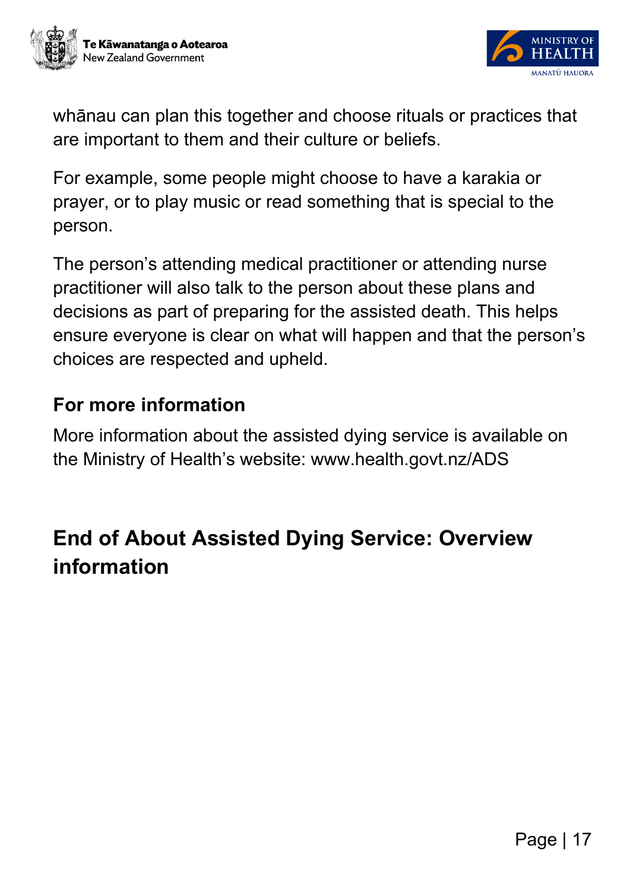whānau can plan this together and choose rituals or practices that are important to them and their culture or beliefs.

For example, some people might choose to have a karakia or prayer, or to play music or read something that is special to the person.

The person's attending medical practitioner or attending nurse practitioner will also talk to the person about these plans and decisions as part of preparing for the assisted death. This helps ensure everyone is clear on what will happen and that the person's choices are respected and upheld.

### For more information

More information about the assisted dying service is available on the Ministry of Health's website: www.health.govt.nz/ADS

## End of About Assisted Dying Service: Overview information